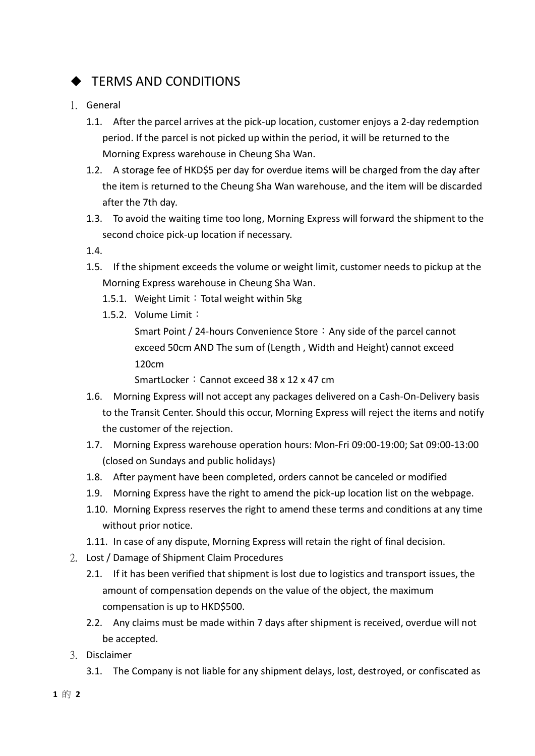## ◆ TERMS AND CONDITIONS

1. General
   - 1.1. After the parcel arrives at the pick-up location, customer enjoys a 2-day redemption period. If the parcel is not picked up within the period, it will be returned to the Morning Express warehouse in Cheung Sha Wan.
   - 1.2. A storage fee of HKD$5 per day for overdue items will be charged from the day after the item is returned to the Cheung Sha Wan warehouse, and the item will be discarded after the 7th day.
   - 1.3. To avoid the waiting time too long, Morning Express will forward the shipment to the second choice pick-up location if necessary.
   - 1.4.
   - 1.5. If the shipment exceeds the volume or weight limit, customer needs to pickup at the Morning Express warehouse in Cheung Sha Wan.
     - 1.5.1. Weight Limit：Total weight within 5kg
     - 1.5.2. Volume Limit：

       Smart Point / 24-hours Convenience Store：Any side of the parcel cannot exceed 50cm AND The sum of (Length , Width and Height) cannot exceed 120cm

       SmartLocker：Cannot exceed 38 x 12 x 47 cm
   - 1.6. Morning Express will not accept any packages delivered on a Cash-On-Delivery basis to the Transit Center. Should this occur, Morning Express will reject the items and notify the customer of the rejection.
   - 1.7. Morning Express warehouse operation hours: Mon-Fri 09:00-19:00; Sat 09:00-13:00 (closed on Sundays and public holidays)
   - 1.8. After payment have been completed, orders cannot be canceled or modified
   - 1.9. Morning Express have the right to amend the pick-up location list on the webpage.
   - 1.10. Morning Express reserves the right to amend these terms and conditions at any time without prior notice.
   - 1.11. In case of any dispute, Morning Express will retain the right of final decision.
2. Lost / Damage of Shipment Claim Procedures
   - 2.1. If it has been verified that shipment is lost due to logistics and transport issues, the amount of compensation depends on the value of the object, the maximum compensation is up to HKD$500.
   - 2.2. Any claims must be made within 7 days after shipment is received, overdue will not be accepted.
3. Disclaimer
   - 3.1. The Company is not liable for any shipment delays, lost, destroyed, or confiscated as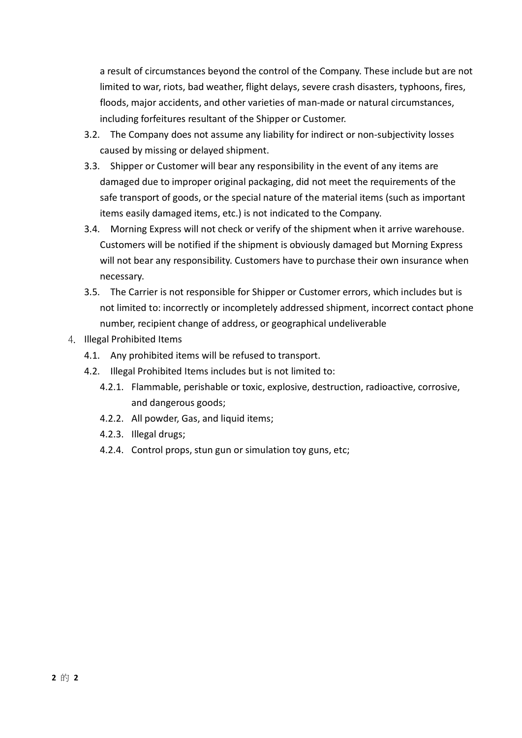a result of circumstances beyond the control of the Company. These include but are not limited to war, riots, bad weather, flight delays, severe crash disasters, typhoons, fires, floods, major accidents, and other varieties of man-made or natural circumstances, including forfeitures resultant of the Shipper or Customer.

3.2. The Company does not assume any liability for indirect or non-subjectivity losses caused by missing or delayed shipment.

3.3. Shipper or Customer will bear any responsibility in the event of any items are damaged due to improper original packaging, did not meet the requirements of the safe transport of goods, or the special nature of the material items (such as important items easily damaged items, etc.) is not indicated to the Company.

3.4. Morning Express will not check or verify of the shipment when it arrive warehouse. Customers will be notified if the shipment is obviously damaged but Morning Express will not bear any responsibility. Customers have to purchase their own insurance when necessary.

3.5. The Carrier is not responsible for Shipper or Customer errors, which includes but is not limited to: incorrectly or incompletely addressed shipment, incorrect contact phone number, recipient change of address, or geographical undeliverable

4. Illegal Prohibited Items

4.1. Any prohibited items will be refused to transport.

4.2. Illegal Prohibited Items includes but is not limited to:

4.2.1. Flammable, perishable or toxic, explosive, destruction, radioactive, corrosive, and dangerous goods;

4.2.2. All powder, Gas, and liquid items;

4.2.3. Illegal drugs;

4.2.4. Control props, stun gun or simulation toy guns, etc;